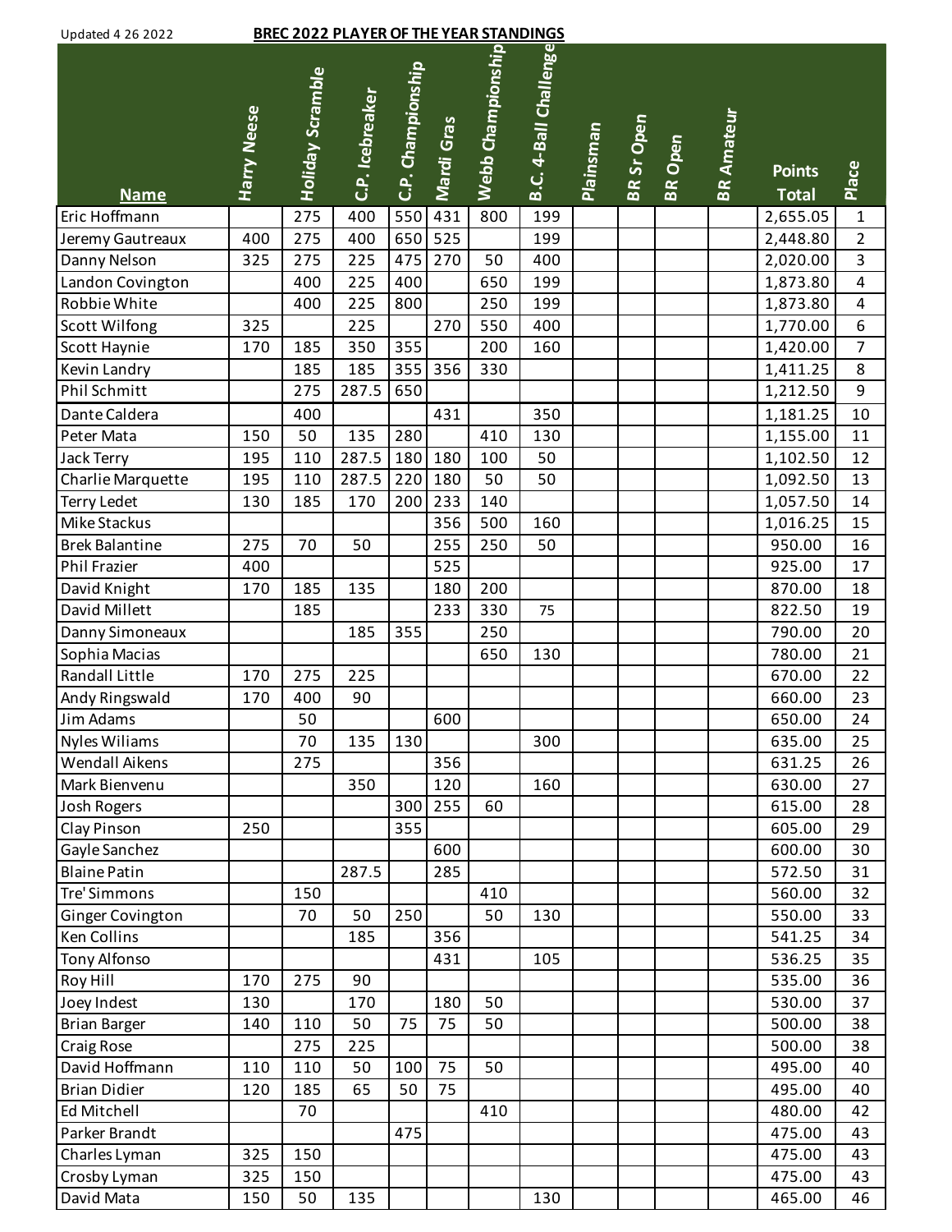Updated 4 26 2022

**BREC 2022 PLAYER OF THE YEAR STANDINGS**

| Name | Harry Neese | Holiday Scramble | C.P. Icebreaker | C.P. Championship | Mardi Gras | Webb Championship | B.C. 4-Ball Challenge | Plainsman | BR Sr Open | BR Open | BR Amateur | Points Total | Place |
|---|---|---|---|---|---|---|---|---|---|---|---|---|---|
| Eric Hoffmann | | 275 | 400 | 550 | 431 | 800 | 199 | | | | | 2,655.05 | 1 |
| Jeremy Gautreaux | 400 | 275 | 400 | 650 | 525 | | 199 | | | | | 2,448.80 | 2 |
| Danny Nelson | 325 | 275 | 225 | 475 | 270 | 50 | 400 | | | | | 2,020.00 | 3 |
| Landon Covington | | 400 | 225 | 400 | | 650 | 199 | | | | | 1,873.80 | 4 |
| Robbie White | | 400 | 225 | 800 | | 250 | 199 | | | | | 1,873.80 | 4 |
| Scott Wilfong | 325 | | 225 | | 270 | 550 | 400 | | | | | 1,770.00 | 6 |
| Scott Haynie | 170 | 185 | 350 | 355 | | 200 | 160 | | | | | 1,420.00 | 7 |
| Kevin Landry | | 185 | 185 | 355 | 356 | 330 | | | | | | 1,411.25 | 8 |
| Phil Schmitt | | 275 | 287.5 | 650 | | | | | | | | 1,212.50 | 9 |
| Dante Caldera | | 400 | | | 431 | | 350 | | | | | 1,181.25 | 10 |
| Peter Mata | 150 | 50 | 135 | 280 | | 410 | 130 | | | | | 1,155.00 | 11 |
| Jack Terry | 195 | 110 | 287.5 | 180 | 180 | 100 | 50 | | | | | 1,102.50 | 12 |
| Charlie Marquette | 195 | 110 | 287.5 | 220 | 180 | 50 | 50 | | | | | 1,092.50 | 13 |
| Terry Ledet | 130 | 185 | 170 | 200 | 233 | 140 | | | | | | 1,057.50 | 14 |
| Mike Stackus | | | | | 356 | 500 | 160 | | | | | 1,016.25 | 15 |
| Brek Balantine | 275 | 70 | 50 | | 255 | 250 | 50 | | | | | 950.00 | 16 |
| Phil Frazier | 400 | | | | 525 | | | | | | | 925.00 | 17 |
| David Knight | 170 | 185 | 135 | | 180 | 200 | | | | | | 870.00 | 18 |
| David Millett | | 185 | | | 233 | 330 | 75 | | | | | 822.50 | 19 |
| Danny Simoneaux | | | 185 | 355 | | 250 | | | | | | 790.00 | 20 |
| Sophia Macias | | | | | | 650 | 130 | | | | | 780.00 | 21 |
| Randall Little | 170 | 275 | 225 | | | | | | | | | 670.00 | 22 |
| Andy Ringswald | 170 | 400 | 90 | | | | | | | | | 660.00 | 23 |
| Jim Adams | | 50 | | | 600 | | | | | | | 650.00 | 24 |
| Nyles Wiliams | | 70 | 135 | 130 | | | 300 | | | | | 635.00 | 25 |
| Wendall Aikens | | 275 | | | 356 | | | | | | | 631.25 | 26 |
| Mark Bienvenu | | | 350 | | 120 | | 160 | | | | | 630.00 | 27 |
| Josh Rogers | | | | 300 | 255 | 60 | | | | | | 615.00 | 28 |
| Clay Pinson | 250 | | | 355 | | | | | | | | 605.00 | 29 |
| Gayle Sanchez | | | | | 600 | | | | | | | 600.00 | 30 |
| Blaine Patin | | | 287.5 | | 285 | | | | | | | 572.50 | 31 |
| Tre' Simmons | | 150 | | | | 410 | | | | | | 560.00 | 32 |
| Ginger Covington | | 70 | 50 | 250 | | 50 | 130 | | | | | 550.00 | 33 |
| Ken Collins | | | 185 | | 356 | | | | | | | 541.25 | 34 |
| Tony Alfonso | | | | | 431 | | 105 | | | | | 536.25 | 35 |
| Roy Hill | 170 | 275 | 90 | | | | | | | | | 535.00 | 36 |
| Joey Indest | 130 | | 170 | | 180 | 50 | | | | | | 530.00 | 37 |
| Brian Barger | 140 | 110 | 50 | 75 | 75 | 50 | | | | | | 500.00 | 38 |
| Craig Rose | | 275 | 225 | | | | | | | | | 500.00 | 38 |
| David Hoffmann | 110 | 110 | 50 | 100 | 75 | 50 | | | | | | 495.00 | 40 |
| Brian Didier | 120 | 185 | 65 | 50 | 75 | | | | | | | 495.00 | 40 |
| Ed Mitchell | | 70 | | | | 410 | | | | | | 480.00 | 42 |
| Parker Brandt | | | | 475 | | | | | | | | 475.00 | 43 |
| Charles Lyman | 325 | 150 | | | | | | | | | | 475.00 | 43 |
| Crosby Lyman | 325 | 150 | | | | | | | | | | 475.00 | 43 |
| David Mata | 150 | 50 | 135 | | | | 130 | | | | | 465.00 | 46 |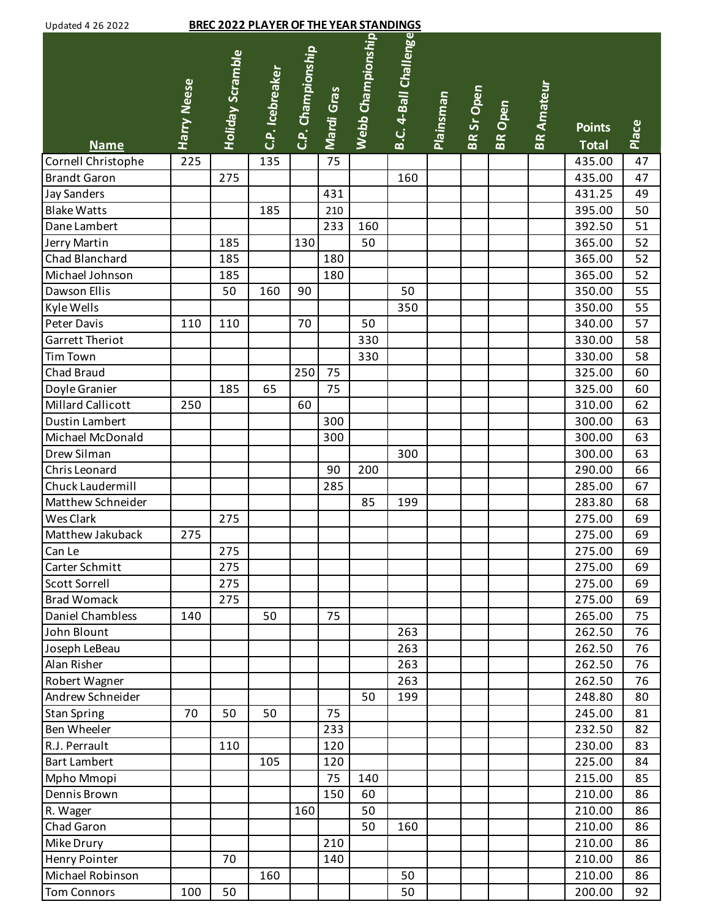Updated 4 26 2022

**BREC 2022 PLAYER OF THE YEAR STANDINGS**

| Name | Harry Neese | Holiday Scramble | C.P. Icebreaker | C.P. Championship | Mardi Gras | Webb Championship | B.C. 4-Ball Challenge | Plainsman | BR Sr Open | BR Open | BR Amateur | Points Total | Place |
|---|---|---|---|---|---|---|---|---|---|---|---|---|---|
| Cornell Christophe | 225 | | 135 | | 75 | | | | | | | 435.00 | 47 |
| Brandt Garon | | 275 | | | | | 160 | | | | | 435.00 | 47 |
| Jay Sanders | | | | | 431 | | | | | | | 431.25 | 49 |
| Blake Watts | | | 185 | | 210 | | | | | | | 395.00 | 50 |
| Dane Lambert | | | | | 233 | 160 | | | | | | 392.50 | 51 |
| Jerry Martin | | 185 | | 130 | | 50 | | | | | | 365.00 | 52 |
| Chad Blanchard | | 185 | | | 180 | | | | | | | 365.00 | 52 |
| Michael Johnson | | 185 | | | 180 | | | | | | | 365.00 | 52 |
| Dawson Ellis | | 50 | 160 | 90 | | | 50 | | | | | 350.00 | 55 |
| Kyle Wells | | | | | | | 350 | | | | | 350.00 | 55 |
| Peter Davis | 110 | 110 | | 70 | | 50 | | | | | | 340.00 | 57 |
| Garrett Theriot | | | | | | 330 | | | | | | 330.00 | 58 |
| Tim Town | | | | | | 330 | | | | | | 330.00 | 58 |
| Chad Braud | | | | 250 | 75 | | | | | | | 325.00 | 60 |
| Doyle Granier | | 185 | 65 | | 75 | | | | | | | 325.00 | 60 |
| Millard Callicott | 250 | | | 60 | | | | | | | | 310.00 | 62 |
| Dustin Lambert | | | | | 300 | | | | | | | 300.00 | 63 |
| Michael McDonald | | | | | 300 | | | | | | | 300.00 | 63 |
| Drew Silman | | | | | | | 300 | | | | | 300.00 | 63 |
| Chris Leonard | | | | | 90 | 200 | | | | | | 290.00 | 66 |
| Chuck Laudermill | | | | | 285 | | | | | | | 285.00 | 67 |
| Matthew Schneider | | | | | | 85 | 199 | | | | | 283.80 | 68 |
| Wes Clark | | 275 | | | | | | | | | | 275.00 | 69 |
| Matthew Jakuback | 275 | | | | | | | | | | | 275.00 | 69 |
| Can Le | | 275 | | | | | | | | | | 275.00 | 69 |
| Carter Schmitt | | 275 | | | | | | | | | | 275.00 | 69 |
| Scott Sorrell | | 275 | | | | | | | | | | 275.00 | 69 |
| Brad Womack | | 275 | | | | | | | | | | 275.00 | 69 |
| Daniel Chambless | 140 | | 50 | | 75 | | | | | | | 265.00 | 75 |
| John Blount | | | | | | | 263 | | | | | 262.50 | 76 |
| Joseph LeBeau | | | | | | | 263 | | | | | 262.50 | 76 |
| Alan Risher | | | | | | | 263 | | | | | 262.50 | 76 |
| Robert Wagner | | | | | | | 263 | | | | | 262.50 | 76 |
| Andrew Schneider | | | | | | 50 | 199 | | | | | 248.80 | 80 |
| Stan Spring | 70 | 50 | 50 | | 75 | | | | | | | 245.00 | 81 |
| Ben Wheeler | | | | | 233 | | | | | | | 232.50 | 82 |
| R.J. Perrault | | 110 | | | 120 | | | | | | | 230.00 | 83 |
| Bart Lambert | | | 105 | | 120 | | | | | | | 225.00 | 84 |
| Mpho Mmopi | | | | | 75 | 140 | | | | | | 215.00 | 85 |
| Dennis Brown | | | | | 150 | 60 | | | | | | 210.00 | 86 |
| R. Wager | | | | 160 | | 50 | | | | | | 210.00 | 86 |
| Chad Garon | | | | | | 50 | 160 | | | | | 210.00 | 86 |
| Mike Drury | | | | | 210 | | | | | | | 210.00 | 86 |
| Henry Pointer | | 70 | | | 140 | | | | | | | 210.00 | 86 |
| Michael Robinson | | | 160 | | | | 50 | | | | | 210.00 | 86 |
| Tom Connors | 100 | 50 | | | | | 50 | | | | | 200.00 | 92 |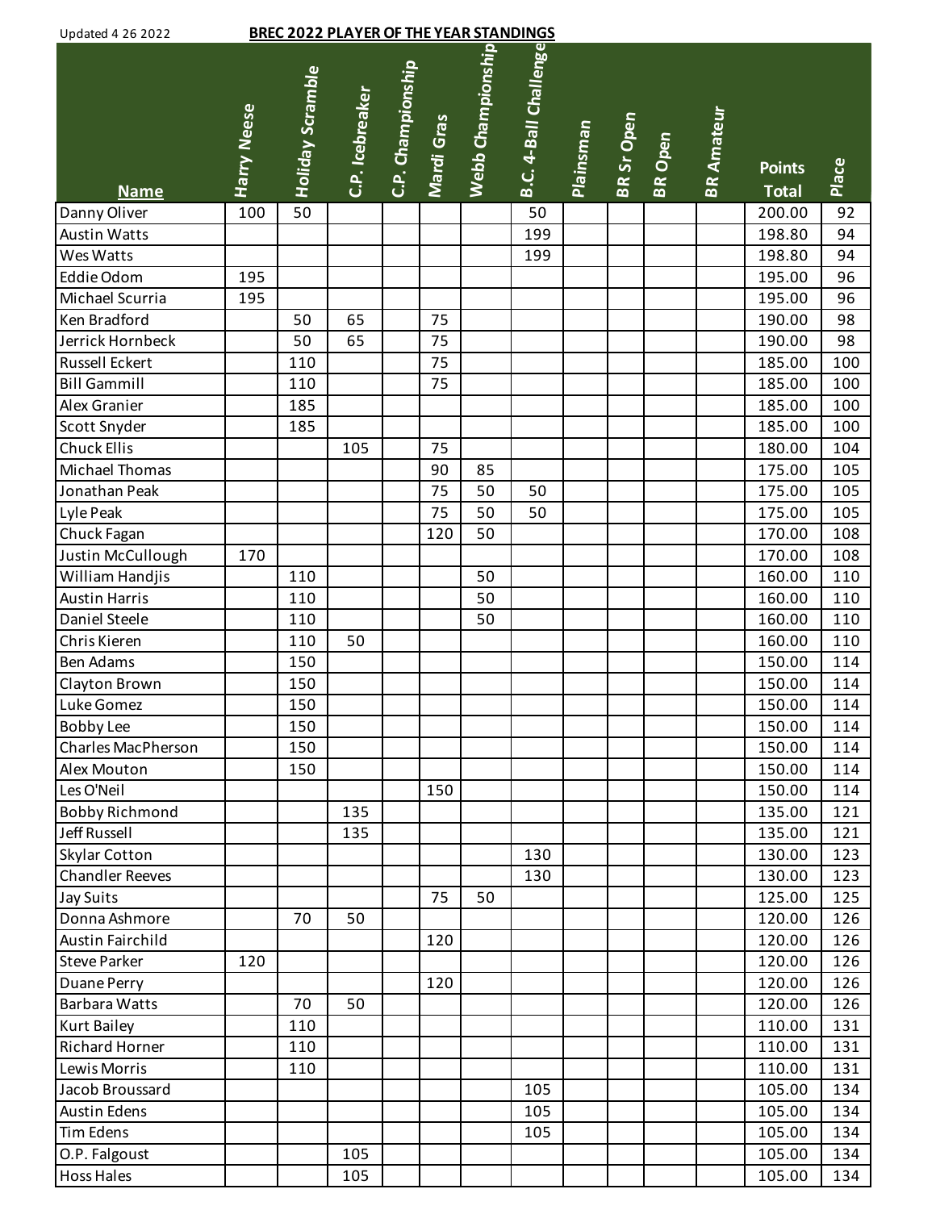Updated 4 26 2022

## BREC 2022 PLAYER OF THE YEAR STANDINGS

| Name | Harry Neese | Holiday Scramble | C.P. Icebreaker | C.P. Championship | Mardi Gras | Webb Championship | B.C. 4-Ball Challenge | Plainsman | BR Sr Open | BR Open | BR Amateur | Points Total | Place |
|---|---|---|---|---|---|---|---|---|---|---|---|---|---|
| Danny Oliver | 100 | 50 | | | | | 50 | | | | | 200.00 | 92 |
| Austin Watts | | | | | | | 199 | | | | | 198.80 | 94 |
| Wes Watts | | | | | | | 199 | | | | | 198.80 | 94 |
| Eddie Odom | 195 | | | | | | | | | | | 195.00 | 96 |
| Michael Scurria | 195 | | | | | | | | | | | 195.00 | 96 |
| Ken Bradford | | 50 | 65 | | 75 | | | | | | | 190.00 | 98 |
| Jerrick Hornbeck | | 50 | 65 | | 75 | | | | | | | 190.00 | 98 |
| Russell Eckert | | 110 | | | 75 | | | | | | | 185.00 | 100 |
| Bill Gammill | | 110 | | | 75 | | | | | | | 185.00 | 100 |
| Alex Granier | | 185 | | | | | | | | | | 185.00 | 100 |
| Scott Snyder | | 185 | | | | | | | | | | 185.00 | 100 |
| Chuck Ellis | | | 105 | | 75 | | | | | | | 180.00 | 104 |
| Michael Thomas | | | | | 90 | 85 | | | | | | 175.00 | 105 |
| Jonathan Peak | | | | | 75 | 50 | 50 | | | | | 175.00 | 105 |
| Lyle Peak | | | | | 75 | 50 | 50 | | | | | 175.00 | 105 |
| Chuck Fagan | | | | | 120 | 50 | | | | | | 170.00 | 108 |
| Justin McCullough | 170 | | | | | | | | | | | 170.00 | 108 |
| William Handjis | | 110 | | | | 50 | | | | | | 160.00 | 110 |
| Austin Harris | | 110 | | | | 50 | | | | | | 160.00 | 110 |
| Daniel Steele | | 110 | | | | 50 | | | | | | 160.00 | 110 |
| Chris Kieren | | 110 | 50 | | | | | | | | | 160.00 | 110 |
| Ben Adams | | 150 | | | | | | | | | | 150.00 | 114 |
| Clayton Brown | | 150 | | | | | | | | | | 150.00 | 114 |
| Luke Gomez | | 150 | | | | | | | | | | 150.00 | 114 |
| Bobby Lee | | 150 | | | | | | | | | | 150.00 | 114 |
| Charles MacPherson | | 150 | | | | | | | | | | 150.00 | 114 |
| Alex Mouton | | 150 | | | | | | | | | | 150.00 | 114 |
| Les O'Neil | | | | | 150 | | | | | | | 150.00 | 114 |
| Bobby Richmond | | | 135 | | | | | | | | | 135.00 | 121 |
| Jeff Russell | | | 135 | | | | | | | | | 135.00 | 121 |
| Skylar Cotton | | | | | | | 130 | | | | | 130.00 | 123 |
| Chandler Reeves | | | | | | | 130 | | | | | 130.00 | 123 |
| Jay Suits | | | | | 75 | 50 | | | | | | 125.00 | 125 |
| Donna Ashmore | | 70 | 50 | | | | | | | | | 120.00 | 126 |
| Austin Fairchild | | | | | 120 | | | | | | | 120.00 | 126 |
| Steve Parker | 120 | | | | | | | | | | | 120.00 | 126 |
| Duane Perry | | | | | 120 | | | | | | | 120.00 | 126 |
| Barbara Watts | | 70 | 50 | | | | | | | | | 120.00 | 126 |
| Kurt Bailey | | 110 | | | | | | | | | | 110.00 | 131 |
| Richard Horner | | 110 | | | | | | | | | | 110.00 | 131 |
| Lewis Morris | | 110 | | | | | | | | | | 110.00 | 131 |
| Jacob Broussard | | | | | | | 105 | | | | | 105.00 | 134 |
| Austin Edens | | | | | | | 105 | | | | | 105.00 | 134 |
| Tim Edens | | | | | | | 105 | | | | | 105.00 | 134 |
| O.P. Falgoust | | | 105 | | | | | | | | | 105.00 | 134 |
| Hoss Hales | | | 105 | | | | | | | | | 105.00 | 134 |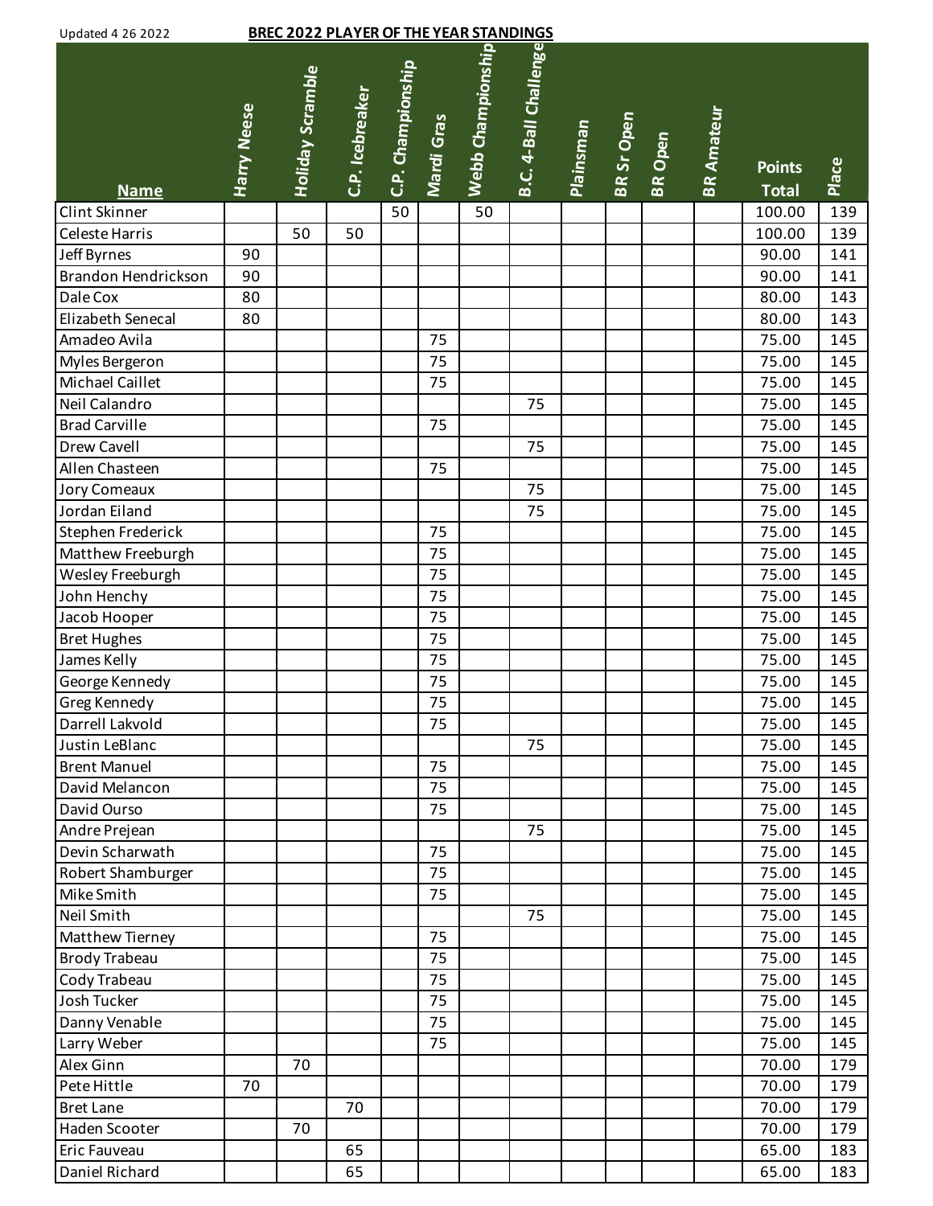Updated 4 26 2022

**BREC 2022 PLAYER OF THE YEAR STANDINGS**

| Name | Harry Neese | Holiday Scramble | C.P. Icebreaker | C.P. Championship | Mardi Gras | Webb Championship | B.C. 4-Ball Challenge | Plainsman | BR Sr Open | BR Open | BR Amateur | Points Total | Place |
|---|---|---|---|---|---|---|---|---|---|---|---|---|---|
| Clint Skinner | | | | 50 | | 50 | | | | | | 100.00 | 139 |
| Celeste Harris | | 50 | 50 | | | | | | | | | 100.00 | 139 |
| Jeff Byrnes | 90 | | | | | | | | | | | 90.00 | 141 |
| Brandon Hendrickson | 90 | | | | | | | | | | | 90.00 | 141 |
| Dale Cox | 80 | | | | | | | | | | | 80.00 | 143 |
| Elizabeth Senecal | 80 | | | | | | | | | | | 80.00 | 143 |
| Amadeo Avila | | | | | 75 | | | | | | | 75.00 | 145 |
| Myles Bergeron | | | | | 75 | | | | | | | 75.00 | 145 |
| Michael Caillet | | | | | 75 | | | | | | | 75.00 | 145 |
| Neil Calandro | | | | | | | 75 | | | | | 75.00 | 145 |
| Brad Carville | | | | | 75 | | | | | | | 75.00 | 145 |
| Drew Cavell | | | | | | | 75 | | | | | 75.00 | 145 |
| Allen Chasteen | | | | | 75 | | | | | | | 75.00 | 145 |
| Jory Comeaux | | | | | | | 75 | | | | | 75.00 | 145 |
| Jordan Eiland | | | | | | | 75 | | | | | 75.00 | 145 |
| Stephen Frederick | | | | | 75 | | | | | | | 75.00 | 145 |
| Matthew Freeburgh | | | | | 75 | | | | | | | 75.00 | 145 |
| Wesley Freeburgh | | | | | 75 | | | | | | | 75.00 | 145 |
| John Henchy | | | | | 75 | | | | | | | 75.00 | 145 |
| Jacob Hooper | | | | | 75 | | | | | | | 75.00 | 145 |
| Bret Hughes | | | | | 75 | | | | | | | 75.00 | 145 |
| James Kelly | | | | | 75 | | | | | | | 75.00 | 145 |
| George Kennedy | | | | | 75 | | | | | | | 75.00 | 145 |
| Greg Kennedy | | | | | 75 | | | | | | | 75.00 | 145 |
| Darrell Lakvold | | | | | 75 | | | | | | | 75.00 | 145 |
| Justin LeBlanc | | | | | | | 75 | | | | | 75.00 | 145 |
| Brent Manuel | | | | | 75 | | | | | | | 75.00 | 145 |
| David Melancon | | | | | 75 | | | | | | | 75.00 | 145 |
| David Ourso | | | | | 75 | | | | | | | 75.00 | 145 |
| Andre Prejean | | | | | | | 75 | | | | | 75.00 | 145 |
| Devin Scharwath | | | | | 75 | | | | | | | 75.00 | 145 |
| Robert Shamburger | | | | | 75 | | | | | | | 75.00 | 145 |
| Mike Smith | | | | | 75 | | | | | | | 75.00 | 145 |
| Neil Smith | | | | | | | 75 | | | | | 75.00 | 145 |
| Matthew Tierney | | | | | 75 | | | | | | | 75.00 | 145 |
| Brody Trabeau | | | | | 75 | | | | | | | 75.00 | 145 |
| Cody Trabeau | | | | | 75 | | | | | | | 75.00 | 145 |
| Josh Tucker | | | | | 75 | | | | | | | 75.00 | 145 |
| Danny Venable | | | | | 75 | | | | | | | 75.00 | 145 |
| Larry Weber | | | | | 75 | | | | | | | 75.00 | 145 |
| Alex Ginn | | 70 | | | | | | | | | | 70.00 | 179 |
| Pete Hittle | 70 | | | | | | | | | | | 70.00 | 179 |
| Bret Lane | | | 70 | | | | | | | | | 70.00 | 179 |
| Haden Scooter | | 70 | | | | | | | | | | 70.00 | 179 |
| Eric Fauveau | | | 65 | | | | | | | | | 65.00 | 183 |
| Daniel Richard | | | 65 | | | | | | | | | 65.00 | 183 |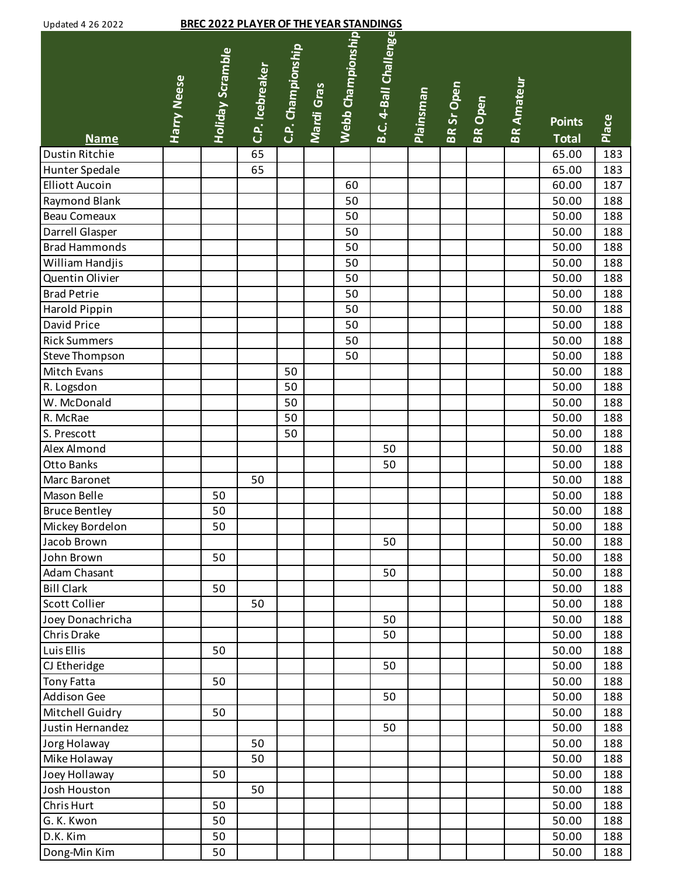Updated 4 26 2022

**BREC 2022 PLAYER OF THE YEAR STANDINGS**

| Name | Harry Neese | Holiday Scramble | C.P. Icebreaker | C.P. Championship | Mardi Gras | Webb Championship | B.C. 4-Ball Challenge | Plainsman | BR Sr Open | BR Open | BR Amateur | Points Total | Place |
|---|---|---|---|---|---|---|---|---|---|---|---|---|---|
| Dustin Ritchie | | | 65 | | | | | | | | | 65.00 | 183 |
| Hunter Spedale | | | 65 | | | | | | | | | 65.00 | 183 |
| Elliott Aucoin | | | | | | 60 | | | | | | 60.00 | 187 |
| Raymond Blank | | | | | | 50 | | | | | | 50.00 | 188 |
| Beau Comeaux | | | | | | 50 | | | | | | 50.00 | 188 |
| Darrell Glasper | | | | | | 50 | | | | | | 50.00 | 188 |
| Brad Hammonds | | | | | | 50 | | | | | | 50.00 | 188 |
| William Handjis | | | | | | 50 | | | | | | 50.00 | 188 |
| Quentin Olivier | | | | | | 50 | | | | | | 50.00 | 188 |
| Brad Petrie | | | | | | 50 | | | | | | 50.00 | 188 |
| Harold Pippin | | | | | | 50 | | | | | | 50.00 | 188 |
| David Price | | | | | | 50 | | | | | | 50.00 | 188 |
| Rick Summers | | | | | | 50 | | | | | | 50.00 | 188 |
| Steve Thompson | | | | | | 50 | | | | | | 50.00 | 188 |
| Mitch Evans | | | | 50 | | | | | | | | 50.00 | 188 |
| R. Logsdon | | | | 50 | | | | | | | | 50.00 | 188 |
| W. McDonald | | | | 50 | | | | | | | | 50.00 | 188 |
| R. McRae | | | | 50 | | | | | | | | 50.00 | 188 |
| S. Prescott | | | | 50 | | | | | | | | 50.00 | 188 |
| Alex Almond | | | | | | | 50 | | | | | 50.00 | 188 |
| Otto Banks | | | | | | | 50 | | | | | 50.00 | 188 |
| Marc Baronet | | | 50 | | | | | | | | | 50.00 | 188 |
| Mason Belle | | 50 | | | | | | | | | | 50.00 | 188 |
| Bruce Bentley | | 50 | | | | | | | | | | 50.00 | 188 |
| Mickey Bordelon | | 50 | | | | | | | | | | 50.00 | 188 |
| Jacob Brown | | | | | | | 50 | | | | | 50.00 | 188 |
| John Brown | | 50 | | | | | | | | | | 50.00 | 188 |
| Adam Chasant | | | | | | | 50 | | | | | 50.00 | 188 |
| Bill Clark | | 50 | | | | | | | | | | 50.00 | 188 |
| Scott Collier | | | 50 | | | | | | | | | 50.00 | 188 |
| Joey Donachricha | | | | | | | 50 | | | | | 50.00 | 188 |
| Chris Drake | | | | | | | 50 | | | | | 50.00 | 188 |
| Luis Ellis | | 50 | | | | | | | | | | 50.00 | 188 |
| CJ Etheridge | | | | | | | 50 | | | | | 50.00 | 188 |
| Tony Fatta | | 50 | | | | | | | | | | 50.00 | 188 |
| Addison Gee | | | | | | | 50 | | | | | 50.00 | 188 |
| Mitchell Guidry | | 50 | | | | | | | | | | 50.00 | 188 |
| Justin Hernandez | | | | | | | 50 | | | | | 50.00 | 188 |
| Jorg Holaway | | | 50 | | | | | | | | | 50.00 | 188 |
| Mike Holaway | | | 50 | | | | | | | | | 50.00 | 188 |
| Joey Hollaway | | 50 | | | | | | | | | | 50.00 | 188 |
| Josh Houston | | | 50 | | | | | | | | | 50.00 | 188 |
| Chris Hurt | | 50 | | | | | | | | | | 50.00 | 188 |
| G. K. Kwon | | 50 | | | | | | | | | | 50.00 | 188 |
| D.K. Kim | | 50 | | | | | | | | | | 50.00 | 188 |
| Dong-Min Kim | | 50 | | | | | | | | | | 50.00 | 188 |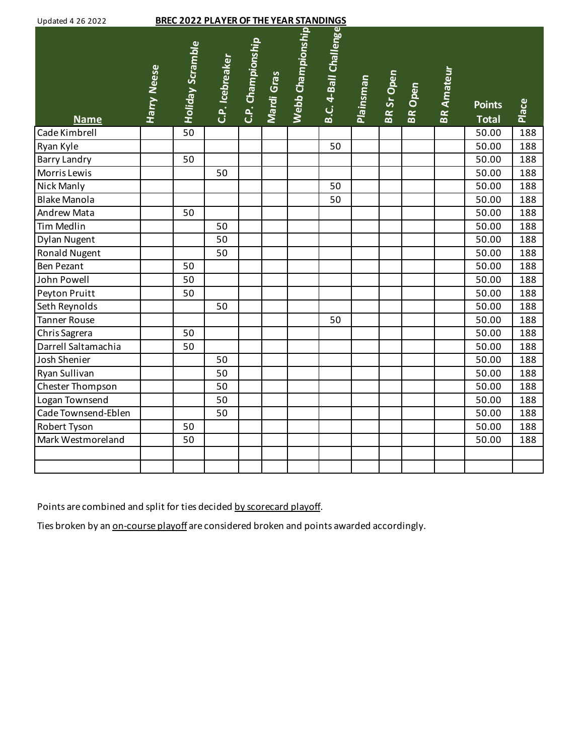Updated 4 26 2022

**BREC 2022 PLAYER OF THE YEAR STANDINGS**

| Name | Harry Neese | Holiday Scramble | C.P. Icebreaker | C.P. Championship | Mardi Gras | Webb Championship | B.C. 4-Ball Challenge | Plainsman | BR Sr Open | BR Open | BR Amateur | Points Total | Place |
|---|---|---|---|---|---|---|---|---|---|---|---|---|---|
| Cade Kimbrell | | 50 | | | | | | | | | | 50.00 | 188 |
| Ryan Kyle | | | | | | | 50 | | | | | 50.00 | 188 |
| Barry Landry | | 50 | | | | | | | | | | 50.00 | 188 |
| Morris Lewis | | | 50 | | | | | | | | | 50.00 | 188 |
| Nick Manly | | | | | | | 50 | | | | | 50.00 | 188 |
| Blake Manola | | | | | | | 50 | | | | | 50.00 | 188 |
| Andrew Mata | | 50 | | | | | | | | | | 50.00 | 188 |
| Tim Medlin | | | 50 | | | | | | | | | 50.00 | 188 |
| Dylan Nugent | | | 50 | | | | | | | | | 50.00 | 188 |
| Ronald Nugent | | | 50 | | | | | | | | | 50.00 | 188 |
| Ben Pezant | | 50 | | | | | | | | | | 50.00 | 188 |
| John Powell | | 50 | | | | | | | | | | 50.00 | 188 |
| Peyton Pruitt | | 50 | | | | | | | | | | 50.00 | 188 |
| Seth Reynolds | | | 50 | | | | | | | | | 50.00 | 188 |
| Tanner Rouse | | | | | | | 50 | | | | | 50.00 | 188 |
| Chris Sagrera | | 50 | | | | | | | | | | 50.00 | 188 |
| Darrell Saltamachia | | 50 | | | | | | | | | | 50.00 | 188 |
| Josh Shenier | | | 50 | | | | | | | | | 50.00 | 188 |
| Ryan Sullivan | | | 50 | | | | | | | | | 50.00 | 188 |
| Chester Thompson | | | 50 | | | | | | | | | 50.00 | 188 |
| Logan Townsend | | | 50 | | | | | | | | | 50.00 | 188 |
| Cade Townsend-Eblen | | | 50 | | | | | | | | | 50.00 | 188 |
| Robert Tyson | | 50 | | | | | | | | | | 50.00 | 188 |
| Mark Westmoreland | | 50 | | | | | | | | | | 50.00 | 188 |
| | | | | | | | | | | | | | |
| | | | | | | | | | | | | | |

Points are combined and split for ties decided by scorecard playoff.

Ties broken by an on-course playoff are considered broken and points awarded accordingly.